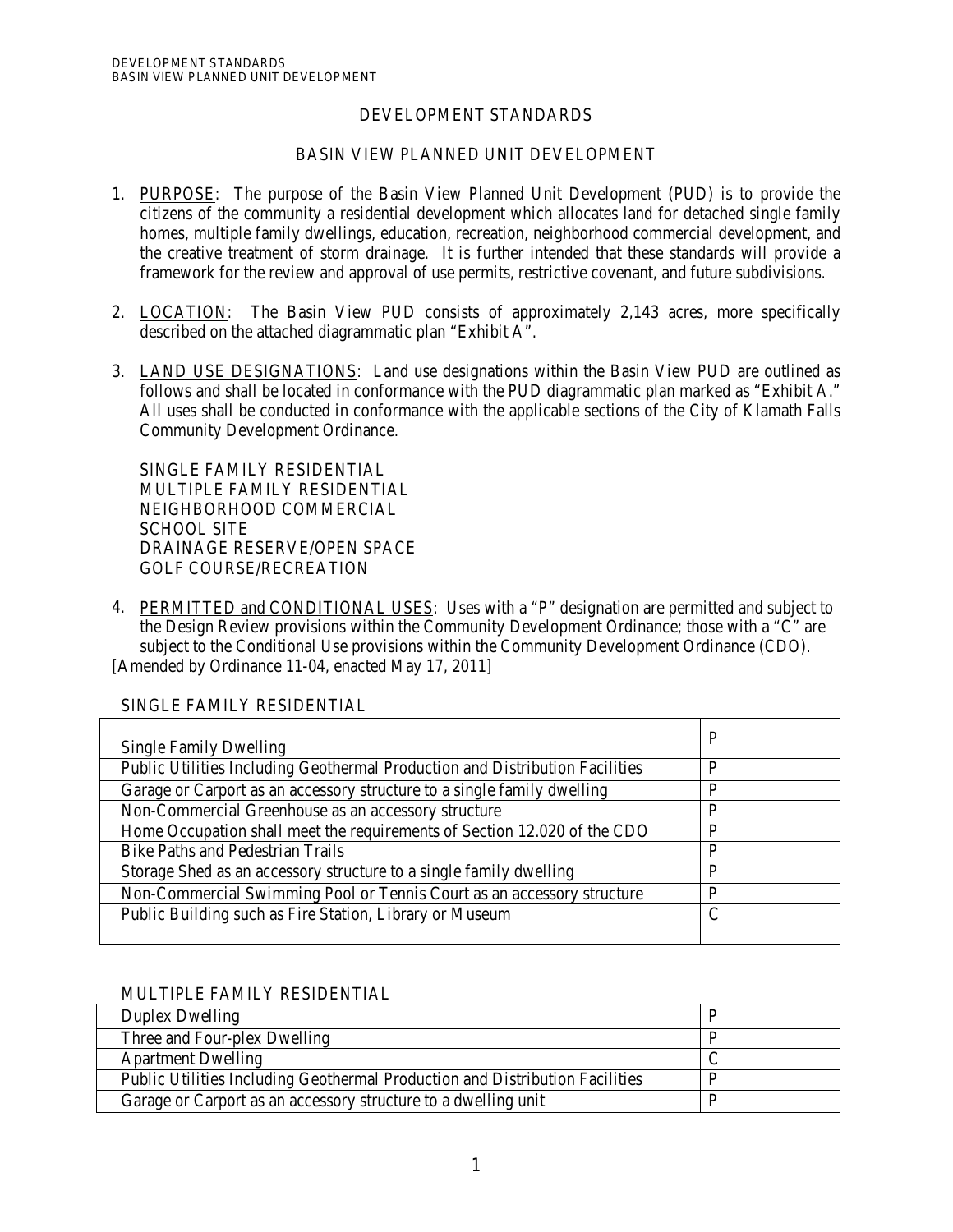# DEVELOPMENT STANDARDS

## BASIN VIEW PLANNED UNIT DEVELOPMENT

1. PURPOSE: The purpose of the Basin View Planned Unit Development (PUD) is to provide the citizens of the community a residential development which allocates land for detached single family homes, multiple family dwellings, education, recreation, neighborhood commercial development, and the creative treatment of storm drainage. It is further intended that these standards will provide a framework for the review and approval of use permits, restrictive covenant, and future subdivisions.

2. LOCATION: The Basin View PUD consists of approximately 2,143 acres, more specifically described on the attached diagrammatic plan "Exhibit A".

3. LAND USE DESIGNATIONS: Land use designations within the Basin View PUD are outlined as follows and shall be located in conformance with the PUD diagrammatic plan marked as "Exhibit A." All uses shall be conducted in conformance with the applicable sections of the City of Klamath Falls Community Development Ordinance.

   SINGLE FAMILY RESIDENTIAL
   MULTIPLE FAMILY RESIDENTIAL
   NEIGHBORHOOD COMMERCIAL
   SCHOOL SITE
   DRAINAGE RESERVE/OPEN SPACE
   GOLF COURSE/RECREATION

4. PERMITTED and CONDITIONAL USES: Uses with a "P" designation are permitted and subject to the Design Review provisions within the Community Development Ordinance; those with a "C" are subject to the Conditional Use provisions within the Community Development Ordinance (CDO).

[Amended by Ordinance 11-04, enacted May 17, 2011]

SINGLE FAMILY RESIDENTIAL

| Use | |
|---|---|
| Single Family Dwelling | P |
| Public Utilities Including Geothermal Production and Distribution Facilities | P |
| Garage or Carport as an accessory structure to a single family dwelling | P |
| Non-Commercial Greenhouse as an accessory structure | P |
| Home Occupation shall meet the requirements of Section 12.020 of the CDO | P |
| Bike Paths and Pedestrian Trails | P |
| Storage Shed as an accessory structure to a single family dwelling | P |
| Non-Commercial Swimming Pool or Tennis Court as an accessory structure | P |
| Public Building such as Fire Station, Library or Museum | C |

MULTIPLE FAMILY RESIDENTIAL

| Use | |
|---|---|
| Duplex Dwelling | P |
| Three and Four-plex Dwelling | P |
| Apartment Dwelling | C |
| Public Utilities Including Geothermal Production and Distribution Facilities | P |
| Garage or Carport as an accessory structure to a dwelling unit | P |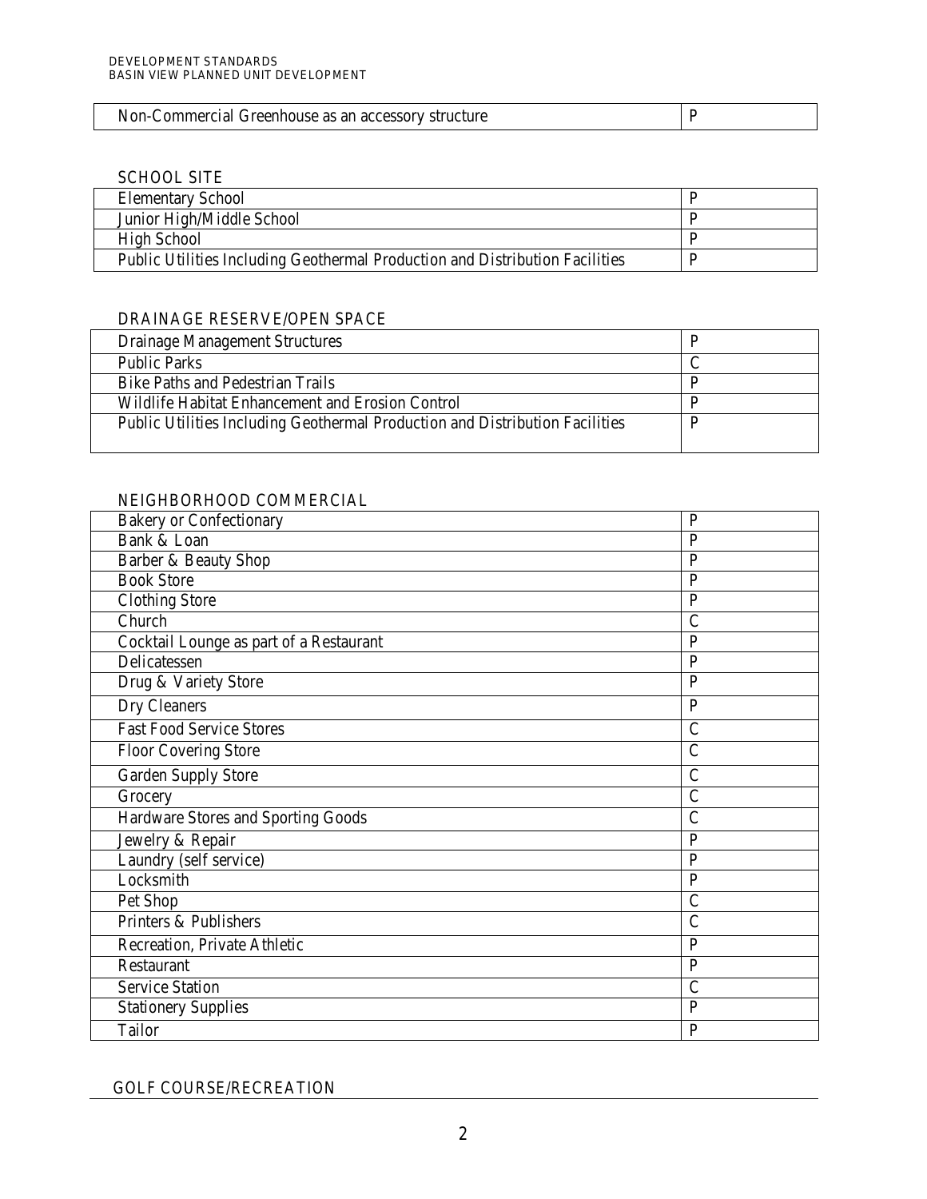| Non-Commercial Greenhouse as an accessory structure | P |
|---|---|

SCHOOL SITE

| Elementary School | P |
|---|---|
| Junior High/Middle School | P |
| High School | P |
| Public Utilities Including Geothermal Production and Distribution Facilities | P |

DRAINAGE RESERVE/OPEN SPACE

| Drainage Management Structures | P |
|---|---|
| Public Parks | C |
| Bike Paths and Pedestrian Trails | P |
| Wildlife Habitat Enhancement and Erosion Control | P |
| Public Utilities Including Geothermal Production and Distribution Facilities | P |

NEIGHBORHOOD COMMERCIAL

| Bakery or Confectionary | P |
|---|---|
| Bank & Loan | P |
| Barber & Beauty Shop | P |
| Book Store | P |
| Clothing Store | P |
| Church | C |
| Cocktail Lounge as part of a Restaurant | P |
| Delicatessen | P |
| Drug & Variety Store | P |
| Dry Cleaners | P |
| Fast Food Service Stores | C |
| Floor Covering Store | C |
| Garden Supply Store | C |
| Grocery | C |
| Hardware Stores and Sporting Goods | C |
| Jewelry & Repair | P |
| Laundry (self service) | P |
| Locksmith | P |
| Pet Shop | C |
| Printers & Publishers | C |
| Recreation, Private Athletic | P |
| Restaurant | P |
| Service Station | C |
| Stationery Supplies | P |
| Tailor | P |

GOLF COURSE/RECREATION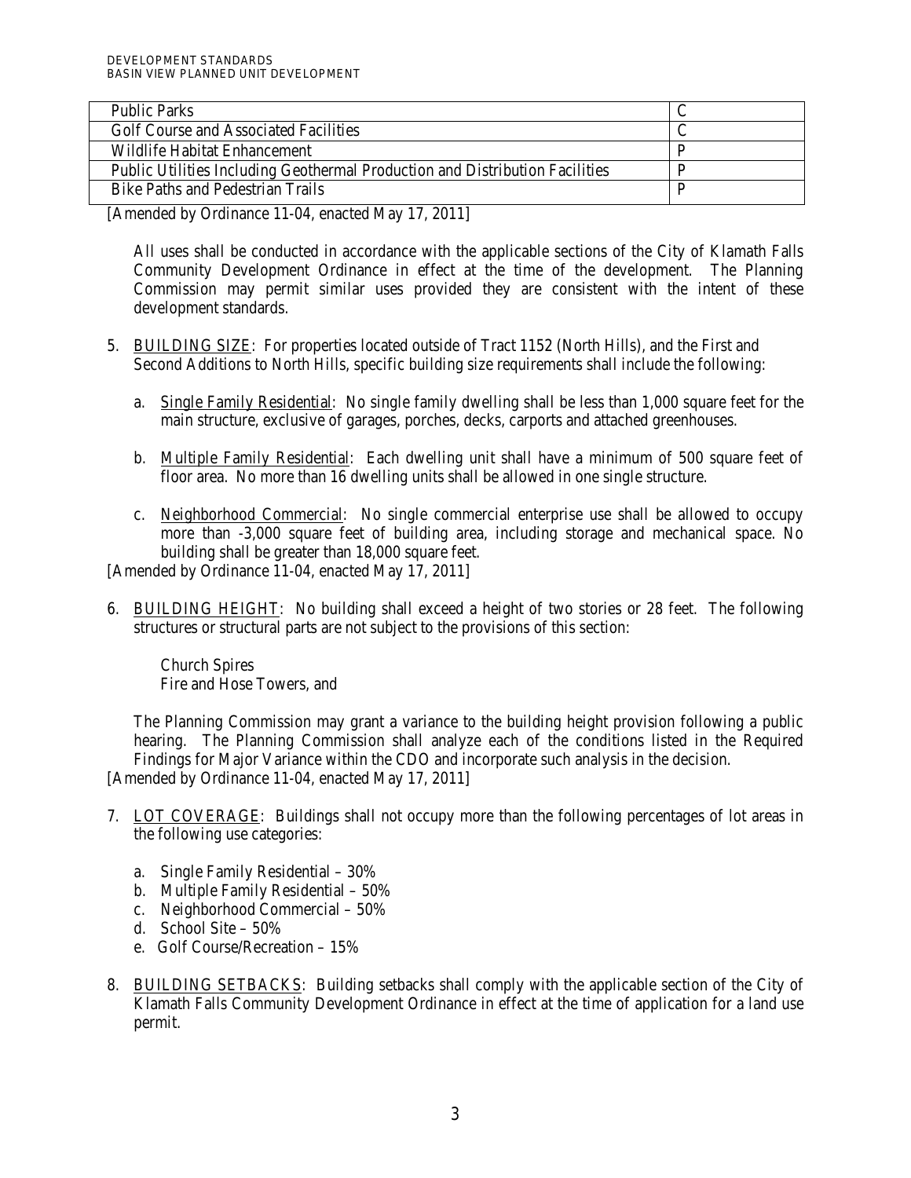| | |
|---|---|
| Public Parks | C |
| Golf Course and Associated Facilities | C |
| Wildlife Habitat Enhancement | P |
| Public Utilities Including Geothermal Production and Distribution Facilities | P |
| Bike Paths and Pedestrian Trails | P |

[Amended by Ordinance 11-04, enacted May 17, 2011]

All uses shall be conducted in accordance with the applicable sections of the City of Klamath Falls Community Development Ordinance in effect at the time of the development. The Planning Commission may permit similar uses provided they are consistent with the intent of these development standards.

5. BUILDING SIZE: For properties located outside of Tract 1152 (North Hills), and the First and Second Additions to North Hills, specific building size requirements shall include the following:

   a. Single Family Residential: No single family dwelling shall be less than 1,000 square feet for the main structure, exclusive of garages, porches, decks, carports and attached greenhouses.

   b. Multiple Family Residential: Each dwelling unit shall have a minimum of 500 square feet of floor area. No more than 16 dwelling units shall be allowed in one single structure.

   c. Neighborhood Commercial: No single commercial enterprise use shall be allowed to occupy more than -3,000 square feet of building area, including storage and mechanical space. No building shall be greater than 18,000 square feet.

[Amended by Ordinance 11-04, enacted May 17, 2011]

6. BUILDING HEIGHT: No building shall exceed a height of two stories or 28 feet. The following structures or structural parts are not subject to the provisions of this section:

   Church Spires
   Fire and Hose Towers, and

   The Planning Commission may grant a variance to the building height provision following a public hearing. The Planning Commission shall analyze each of the conditions listed in the Required Findings for Major Variance within the CDO and incorporate such analysis in the decision.

[Amended by Ordinance 11-04, enacted May 17, 2011]

7. LOT COVERAGE: Buildings shall not occupy more than the following percentages of lot areas in the following use categories:

   a. Single Family Residential – 30%
   b. Multiple Family Residential – 50%
   c. Neighborhood Commercial – 50%
   d. School Site – 50%
   e. Golf Course/Recreation – 15%

8. BUILDING SETBACKS: Building setbacks shall comply with the applicable section of the City of Klamath Falls Community Development Ordinance in effect at the time of application for a land use permit.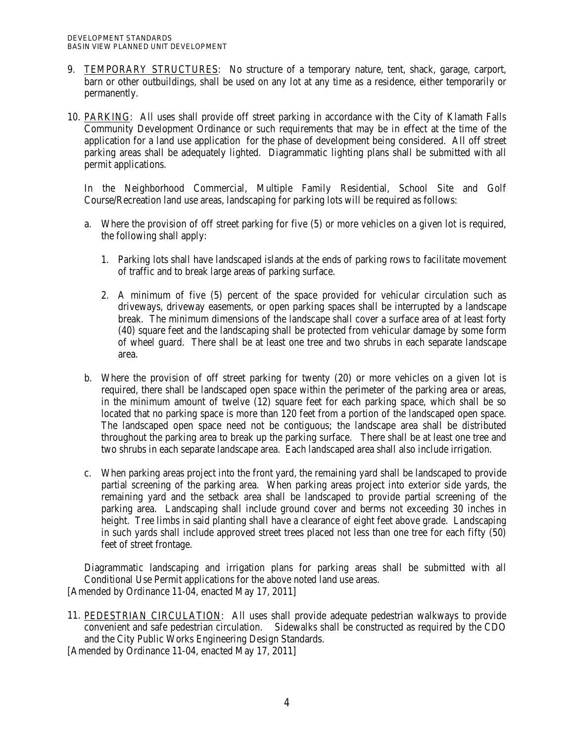9. <u>TEMPORARY STRUCTURES</u>: No structure of a temporary nature, tent, shack, garage, carport, barn or other outbuildings, shall be used on any lot at any time as a residence, either temporarily or permanently.

10. <u>PARKING</u>: All uses shall provide off street parking in accordance with the City of Klamath Falls Community Development Ordinance or such requirements that may be in effect at the time of the application for a land use application for the phase of development being considered. All off street parking areas shall be adequately lighted. Diagrammatic lighting plans shall be submitted with all permit applications.

    In the Neighborhood Commercial, Multiple Family Residential, School Site and Golf Course/Recreation land use areas, landscaping for parking lots will be required as follows:

    a. Where the provision of off street parking for five (5) or more vehicles on a given lot is required, the following shall apply:

        1. Parking lots shall have landscaped islands at the ends of parking rows to facilitate movement of traffic and to break large areas of parking surface.

        2. A minimum of five (5) percent of the space provided for vehicular circulation such as driveways, driveway easements, or open parking spaces shall be interrupted by a landscape break. The minimum dimensions of the landscape shall cover a surface area of at least forty (40) square feet and the landscaping shall be protected from vehicular damage by some form of wheel guard. There shall be at least one tree and two shrubs in each separate landscape area.

    b. Where the provision of off street parking for twenty (20) or more vehicles on a given lot is required, there shall be landscaped open space within the perimeter of the parking area or areas, in the minimum amount of twelve (12) square feet for each parking space, which shall be so located that no parking space is more than 120 feet from a portion of the landscaped open space. The landscaped open space need not be contiguous; the landscape area shall be distributed throughout the parking area to break up the parking surface. There shall be at least one tree and two shrubs in each separate landscape area. Each landscaped area shall also include irrigation.

    c. When parking areas project into the front yard, the remaining yard shall be landscaped to provide partial screening of the parking area. When parking areas project into exterior side yards, the remaining yard and the setback area shall be landscaped to provide partial screening of the parking area. Landscaping shall include ground cover and berms not exceeding 30 inches in height. Tree limbs in said planting shall have a clearance of eight feet above grade. Landscaping in such yards shall include approved street trees placed not less than one tree for each fifty (50) feet of street frontage.

    Diagrammatic landscaping and irrigation plans for parking areas shall be submitted with all Conditional Use Permit applications for the above noted land use areas.

[Amended by Ordinance 11-04, enacted May 17, 2011]

11. <u>PEDESTRIAN CIRCULATION</u>: All uses shall provide adequate pedestrian walkways to provide convenient and safe pedestrian circulation. Sidewalks shall be constructed as required by the CDO and the City Public Works Engineering Design Standards.

[Amended by Ordinance 11-04, enacted May 17, 2011]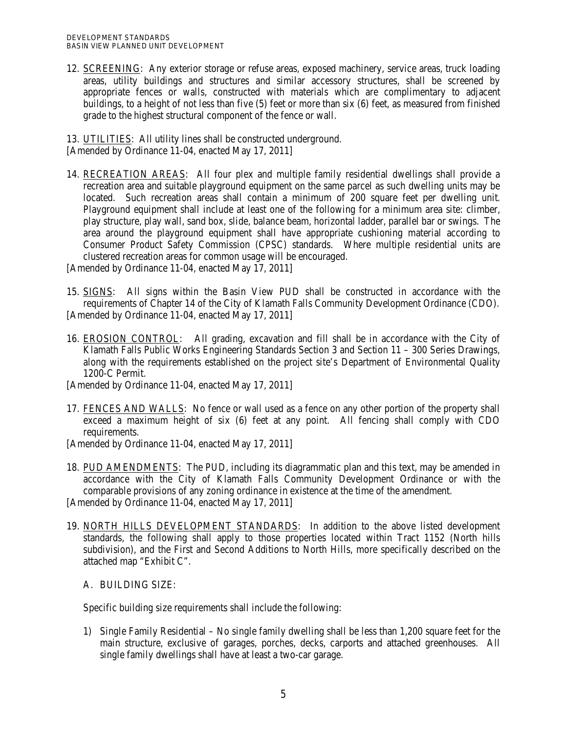12. SCREENING: Any exterior storage or refuse areas, exposed machinery, service areas, truck loading areas, utility buildings and structures and similar accessory structures, shall be screened by appropriate fences or walls, constructed with materials which are complimentary to adjacent buildings, to a height of not less than five (5) feet or more than six (6) feet, as measured from finished grade to the highest structural component of the fence or wall.

13. UTILITIES: All utility lines shall be constructed underground.
[Amended by Ordinance 11-04, enacted May 17, 2011]

14. RECREATION AREAS: All four plex and multiple family residential dwellings shall provide a recreation area and suitable playground equipment on the same parcel as such dwelling units may be located. Such recreation areas shall contain a minimum of 200 square feet per dwelling unit. Playground equipment shall include at least one of the following for a minimum area site: climber, play structure, play wall, sand box, slide, balance beam, horizontal ladder, parallel bar or swings. The area around the playground equipment shall have appropriate cushioning material according to Consumer Product Safety Commission (CPSC) standards. Where multiple residential units are clustered recreation areas for common usage will be encouraged.
[Amended by Ordinance 11-04, enacted May 17, 2011]

15. SIGNS: All signs within the Basin View PUD shall be constructed in accordance with the requirements of Chapter 14 of the City of Klamath Falls Community Development Ordinance (CDO).
[Amended by Ordinance 11-04, enacted May 17, 2011]

16. EROSION CONTROL: All grading, excavation and fill shall be in accordance with the City of Klamath Falls Public Works Engineering Standards Section 3 and Section 11 – 300 Series Drawings, along with the requirements established on the project site's Department of Environmental Quality 1200-C Permit.
[Amended by Ordinance 11-04, enacted May 17, 2011]

17. FENCES AND WALLS: No fence or wall used as a fence on any other portion of the property shall exceed a maximum height of six (6) feet at any point. All fencing shall comply with CDO requirements.
[Amended by Ordinance 11-04, enacted May 17, 2011]

18. PUD AMENDMENTS: The PUD, including its diagrammatic plan and this text, may be amended in accordance with the City of Klamath Falls Community Development Ordinance or with the comparable provisions of any zoning ordinance in existence at the time of the amendment.
[Amended by Ordinance 11-04, enacted May 17, 2011]

19. NORTH HILLS DEVELOPMENT STANDARDS: In addition to the above listed development standards, the following shall apply to those properties located within Tract 1152 (North hills subdivision), and the First and Second Additions to North Hills, more specifically described on the attached map "Exhibit C".

    A. BUILDING SIZE:

    Specific building size requirements shall include the following:

    1) Single Family Residential – No single family dwelling shall be less than 1,200 square feet for the main structure, exclusive of garages, porches, decks, carports and attached greenhouses. All single family dwellings shall have at least a two-car garage.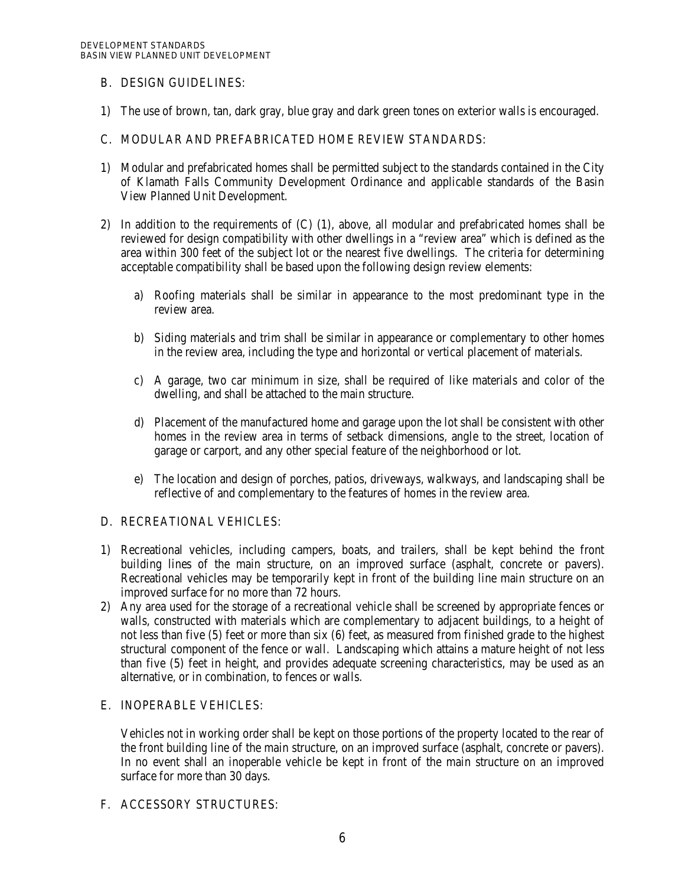## B. DESIGN GUIDELINES:

1) The use of brown, tan, dark gray, blue gray and dark green tones on exterior walls is encouraged.

## C. MODULAR AND PREFABRICATED HOME REVIEW STANDARDS:

1) Modular and prefabricated homes shall be permitted subject to the standards contained in the City of Klamath Falls Community Development Ordinance and applicable standards of the Basin View Planned Unit Development.

2) In addition to the requirements of (C) (1), above, all modular and prefabricated homes shall be reviewed for design compatibility with other dwellings in a "review area" which is defined as the area within 300 feet of the subject lot or the nearest five dwellings. The criteria for determining acceptable compatibility shall be based upon the following design review elements:

   a) Roofing materials shall be similar in appearance to the most predominant type in the review area.

   b) Siding materials and trim shall be similar in appearance or complementary to other homes in the review area, including the type and horizontal or vertical placement of materials.

   c) A garage, two car minimum in size, shall be required of like materials and color of the dwelling, and shall be attached to the main structure.

   d) Placement of the manufactured home and garage upon the lot shall be consistent with other homes in the review area in terms of setback dimensions, angle to the street, location of garage or carport, and any other special feature of the neighborhood or lot.

   e) The location and design of porches, patios, driveways, walkways, and landscaping shall be reflective of and complementary to the features of homes in the review area.

## D. RECREATIONAL VEHICLES:

1) Recreational vehicles, including campers, boats, and trailers, shall be kept behind the front building lines of the main structure, on an improved surface (asphalt, concrete or pavers). Recreational vehicles may be temporarily kept in front of the building line main structure on an improved surface for no more than 72 hours.
2) Any area used for the storage of a recreational vehicle shall be screened by appropriate fences or walls, constructed with materials which are complementary to adjacent buildings, to a height of not less than five (5) feet or more than six (6) feet, as measured from finished grade to the highest structural component of the fence or wall. Landscaping which attains a mature height of not less than five (5) feet in height, and provides adequate screening characteristics, may be used as an alternative, or in combination, to fences or walls.

## E. INOPERABLE VEHICLES:

Vehicles not in working order shall be kept on those portions of the property located to the rear of the front building line of the main structure, on an improved surface (asphalt, concrete or pavers). In no event shall an inoperable vehicle be kept in front of the main structure on an improved surface for more than 30 days.

## F. ACCESSORY STRUCTURES: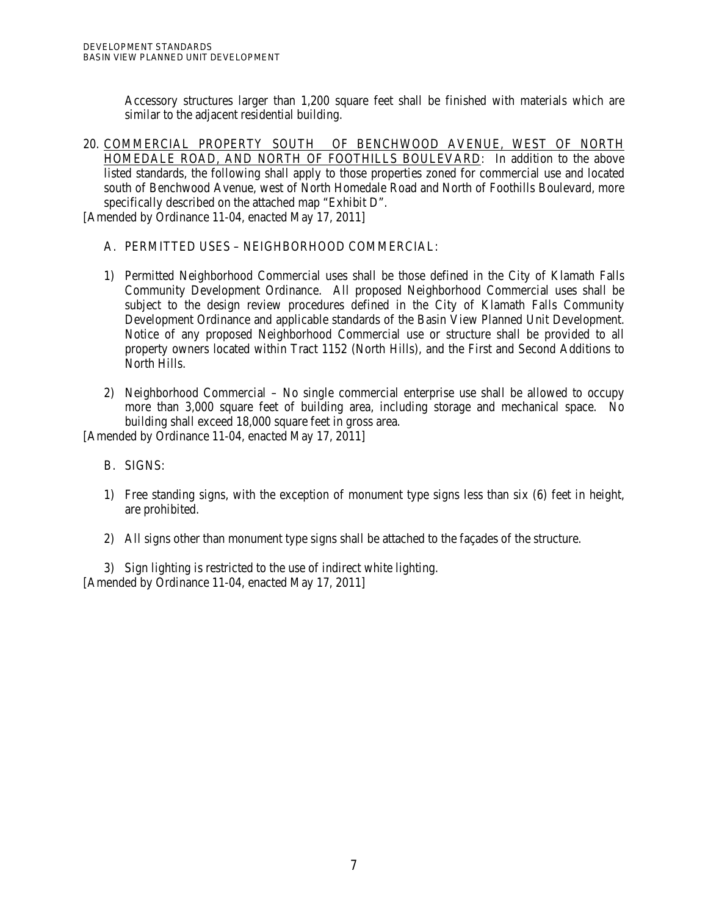Accessory structures larger than 1,200 square feet shall be finished with materials which are similar to the adjacent residential building.

20. <u>COMMERCIAL PROPERTY SOUTH OF BENCHWOOD AVENUE, WEST OF NORTH HOMEDALE ROAD, AND NORTH OF FOOTHILLS BOULEVARD</u>: In addition to the above listed standards, the following shall apply to those properties zoned for commercial use and located south of Benchwood Avenue, west of North Homedale Road and North of Foothills Boulevard, more specifically described on the attached map "Exhibit D".

[Amended by Ordinance 11-04, enacted May 17, 2011]

A. PERMITTED USES – NEIGHBORHOOD COMMERCIAL:

1) Permitted Neighborhood Commercial uses shall be those defined in the City of Klamath Falls Community Development Ordinance. All proposed Neighborhood Commercial uses shall be subject to the design review procedures defined in the City of Klamath Falls Community Development Ordinance and applicable standards of the Basin View Planned Unit Development. Notice of any proposed Neighborhood Commercial use or structure shall be provided to all property owners located within Tract 1152 (North Hills), and the First and Second Additions to North Hills.

2) Neighborhood Commercial – No single commercial enterprise use shall be allowed to occupy more than 3,000 square feet of building area, including storage and mechanical space. No building shall exceed 18,000 square feet in gross area.

[Amended by Ordinance 11-04, enacted May 17, 2011]

B. SIGNS:

1) Free standing signs, with the exception of monument type signs less than six (6) feet in height, are prohibited.

2) All signs other than monument type signs shall be attached to the façades of the structure.

3) Sign lighting is restricted to the use of indirect white lighting.

[Amended by Ordinance 11-04, enacted May 17, 2011]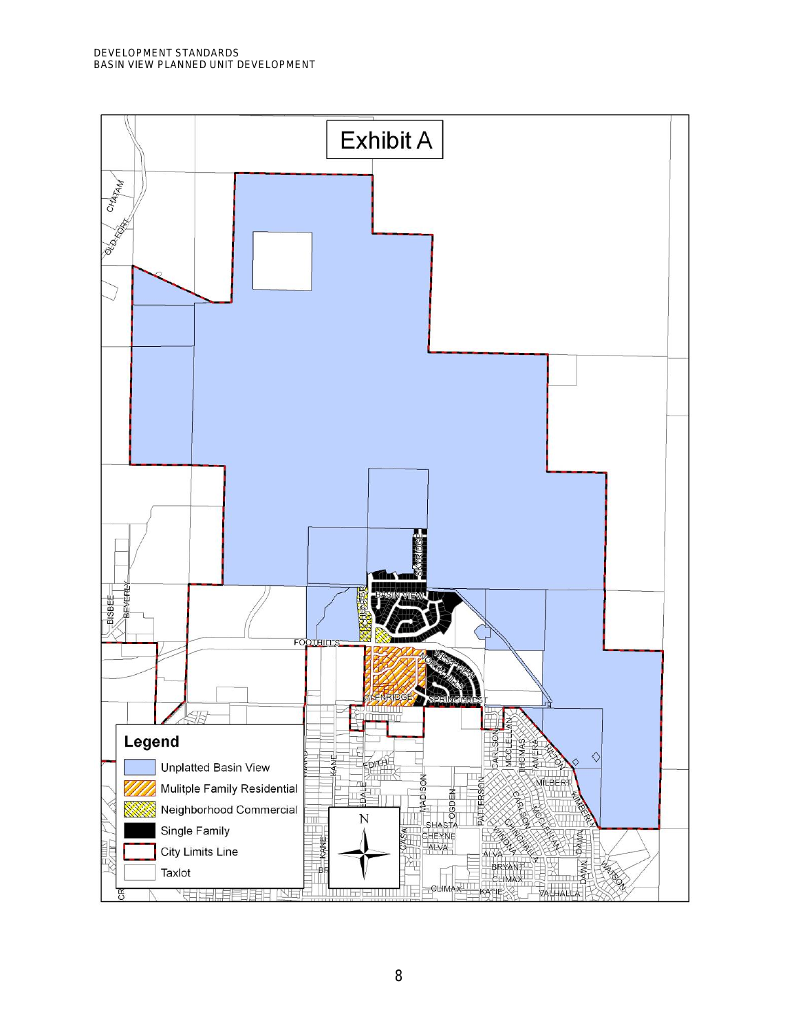# Exhibit A

**Legend**

- Unplatted Basin View
- Mulitple Family Residential
- Neighborhood Commercial
- Single Family
- City Limits Line
- Taxlot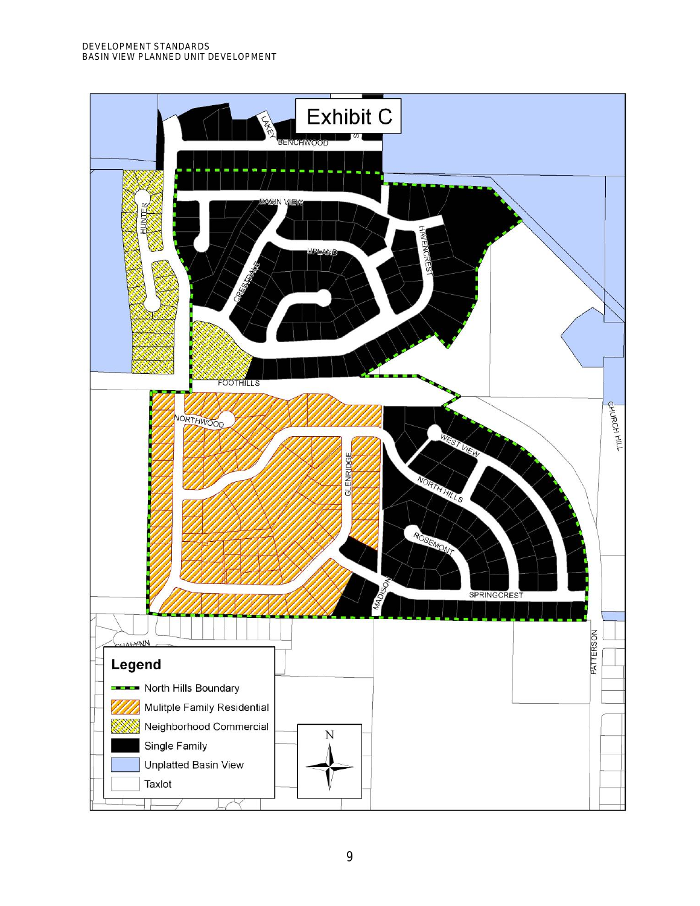# Exhibit C

BENCHWOOD

LAKEY

BASIN VIEW

HUNTER

UPLAND

CRESTDALE

HAVENCREST

FOOTHILLS

NORTHWOOD

GLENRIDGE

WEST VIEW

NORTH HILLS

ROSEMONT

MADISON

SPRINGCREST

CHURCH HILL

PATTERSON

CHALYNN

**Legend**

- North Hills Boundary
- Mulitple Family Residential
- Neighborhood Commercial
- Single Family
- Unplatted Basin View
- Taxlot

N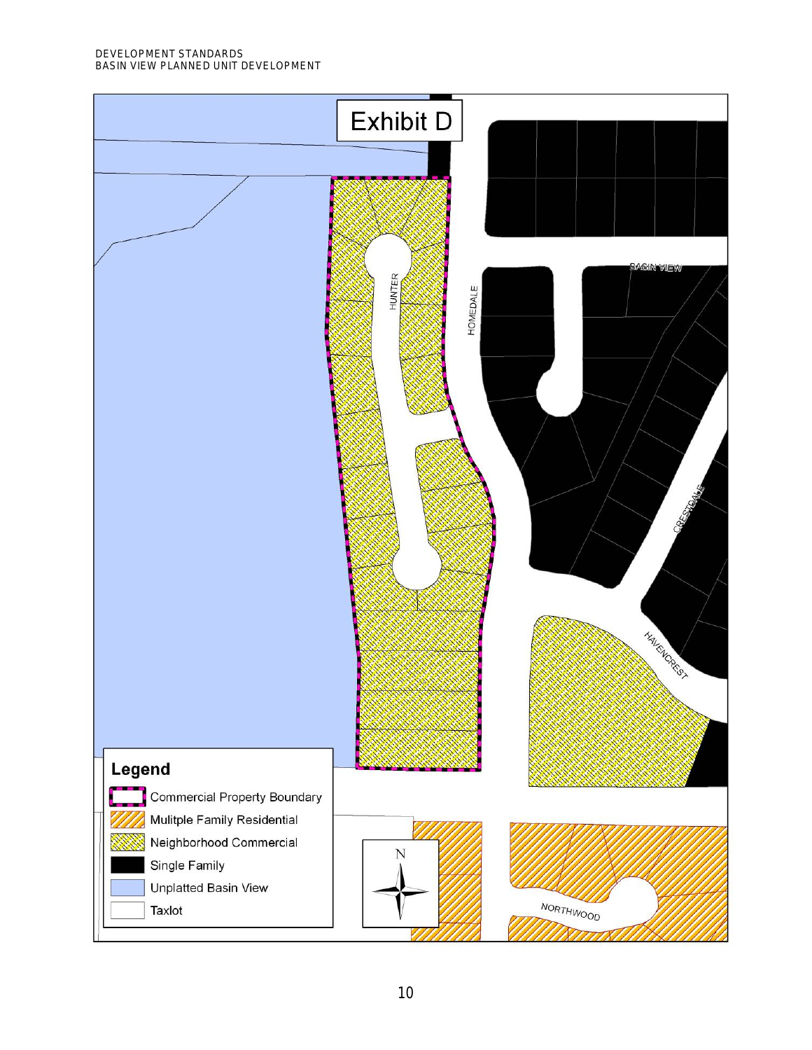Exhibit D

HUNTER

HOMEDALE

BASIN VIEW

CRESTDALE

HAVENCREST

NORTHWOOD

**Legend**

Commercial Property Boundary

Mulitple Family Residential

Neighborhood Commercial

Single Family

Unplatted Basin View

Taxlot

N